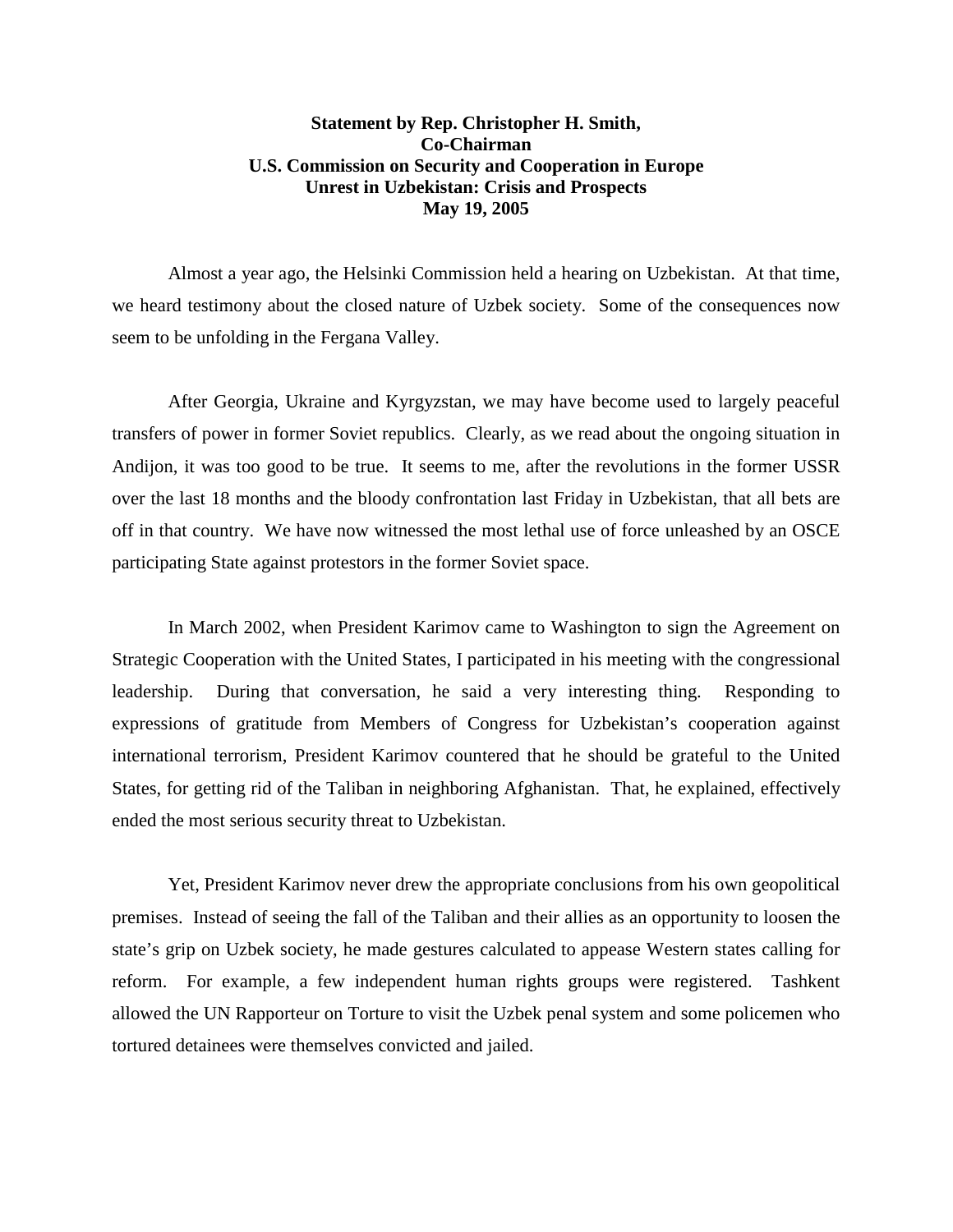**Statement by Rep. Christopher H. Smith,**
**Co-Chairman**
**U.S. Commission on Security and Cooperation in Europe**
**Unrest in Uzbekistan: Crisis and Prospects**
**May 19, 2005**

Almost a year ago, the Helsinki Commission held a hearing on Uzbekistan. At that time, we heard testimony about the closed nature of Uzbek society. Some of the consequences now seem to be unfolding in the Fergana Valley.

After Georgia, Ukraine and Kyrgyzstan, we may have become used to largely peaceful transfers of power in former Soviet republics. Clearly, as we read about the ongoing situation in Andijon, it was too good to be true. It seems to me, after the revolutions in the former USSR over the last 18 months and the bloody confrontation last Friday in Uzbekistan, that all bets are off in that country. We have now witnessed the most lethal use of force unleashed by an OSCE participating State against protestors in the former Soviet space.

In March 2002, when President Karimov came to Washington to sign the Agreement on Strategic Cooperation with the United States, I participated in his meeting with the congressional leadership. During that conversation, he said a very interesting thing. Responding to expressions of gratitude from Members of Congress for Uzbekistan's cooperation against international terrorism, President Karimov countered that he should be grateful to the United States, for getting rid of the Taliban in neighboring Afghanistan. That, he explained, effectively ended the most serious security threat to Uzbekistan.

Yet, President Karimov never drew the appropriate conclusions from his own geopolitical premises. Instead of seeing the fall of the Taliban and their allies as an opportunity to loosen the state's grip on Uzbek society, he made gestures calculated to appease Western states calling for reform. For example, a few independent human rights groups were registered. Tashkent allowed the UN Rapporteur on Torture to visit the Uzbek penal system and some policemen who tortured detainees were themselves convicted and jailed.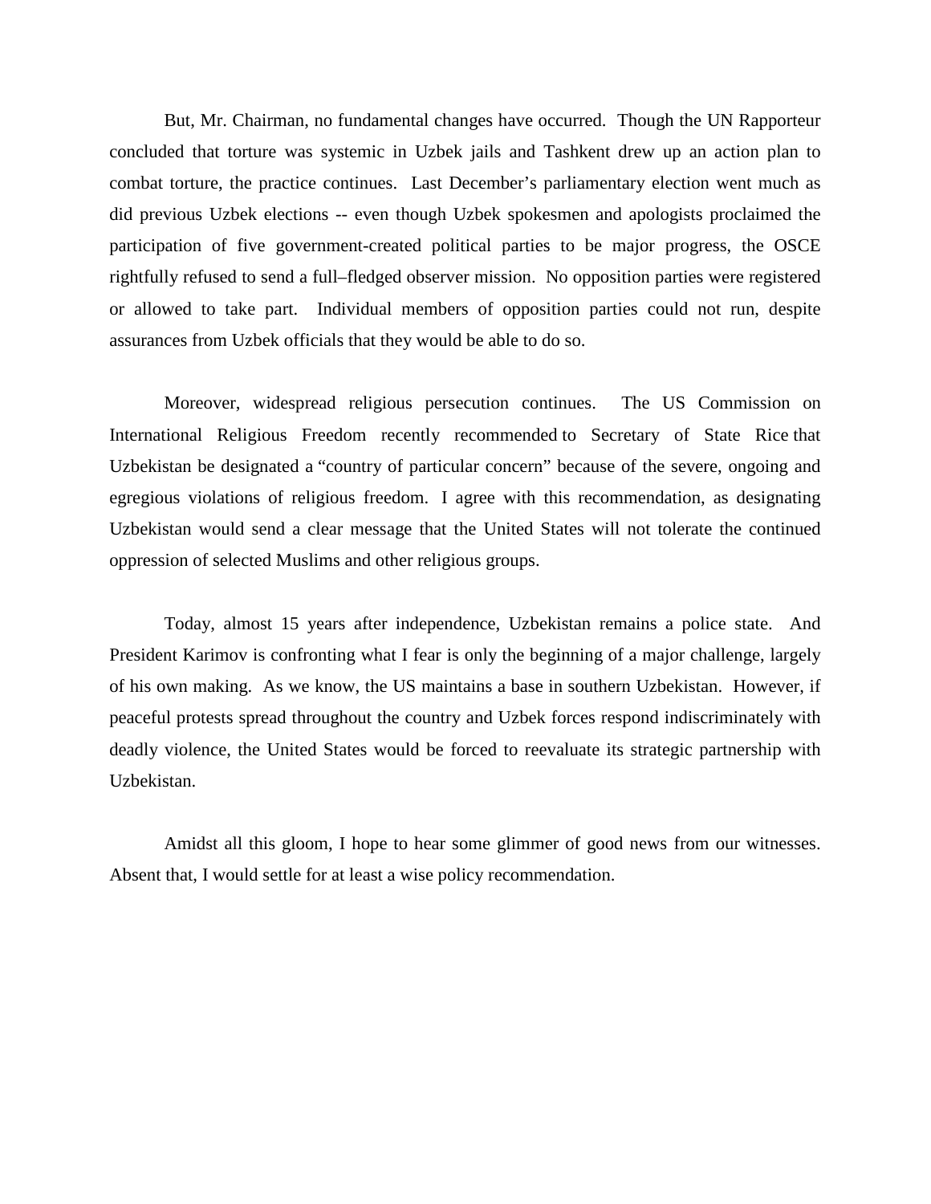But, Mr. Chairman, no fundamental changes have occurred. Though the UN Rapporteur concluded that torture was systemic in Uzbek jails and Tashkent drew up an action plan to combat torture, the practice continues. Last December's parliamentary election went much as did previous Uzbek elections -- even though Uzbek spokesmen and apologists proclaimed the participation of five government-created political parties to be major progress, the OSCE rightfully refused to send a full–fledged observer mission. No opposition parties were registered or allowed to take part. Individual members of opposition parties could not run, despite assurances from Uzbek officials that they would be able to do so.

Moreover, widespread religious persecution continues. The US Commission on International Religious Freedom recently recommended to Secretary of State Rice that Uzbekistan be designated a "country of particular concern" because of the severe, ongoing and egregious violations of religious freedom. I agree with this recommendation, as designating Uzbekistan would send a clear message that the United States will not tolerate the continued oppression of selected Muslims and other religious groups.

Today, almost 15 years after independence, Uzbekistan remains a police state. And President Karimov is confronting what I fear is only the beginning of a major challenge, largely of his own making. As we know, the US maintains a base in southern Uzbekistan. However, if peaceful protests spread throughout the country and Uzbek forces respond indiscriminately with deadly violence, the United States would be forced to reevaluate its strategic partnership with Uzbekistan.

Amidst all this gloom, I hope to hear some glimmer of good news from our witnesses. Absent that, I would settle for at least a wise policy recommendation.